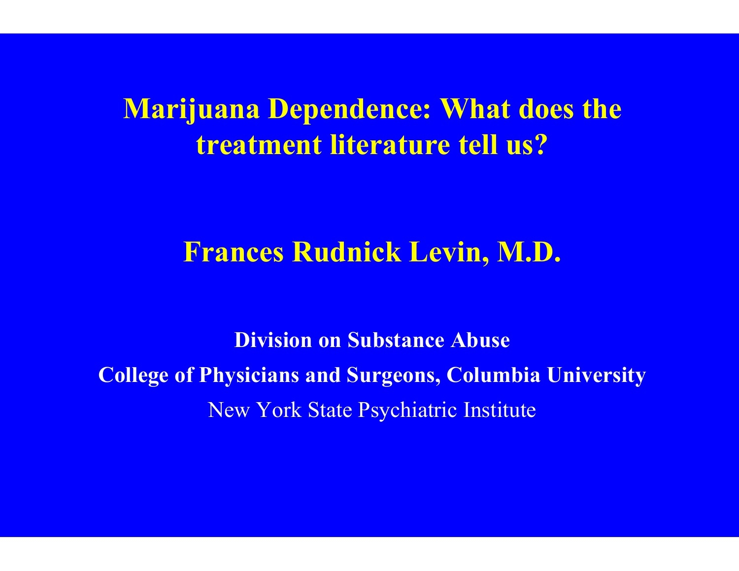# Marijuana Dependence: What does the treatment literature tell us?

## Frances Rudnick Levin, M.D.

**Division on Substance Abuse**

**College of Physicians and Surgeons, Columbia University**

New York State Psychiatric Institute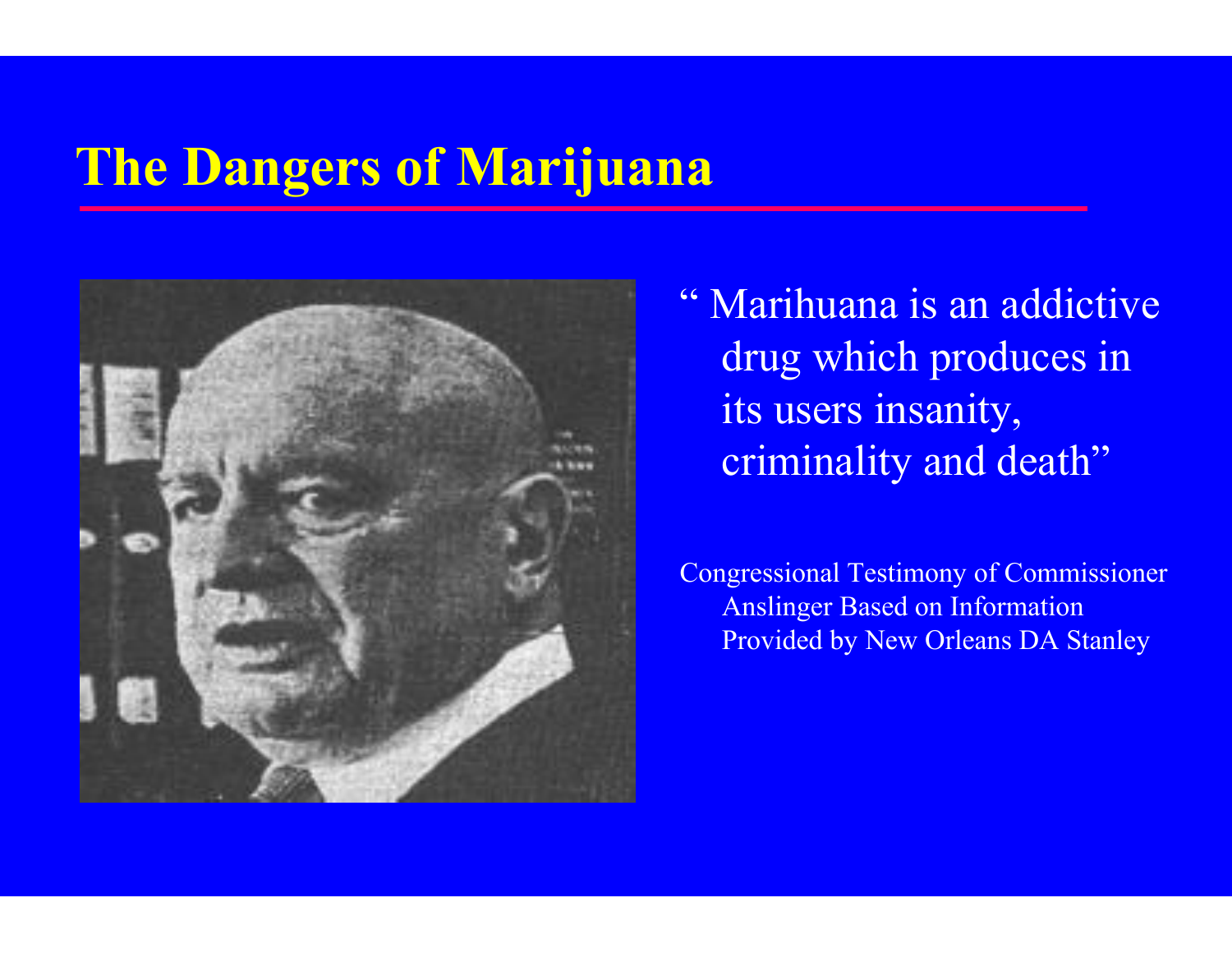# The Dangers of Marijuana

" Marihuana is an addictive drug which produces in its users insanity, criminality and death"

Congressional Testimony of Commissioner Anslinger Based on Information Provided by New Orleans DA Stanley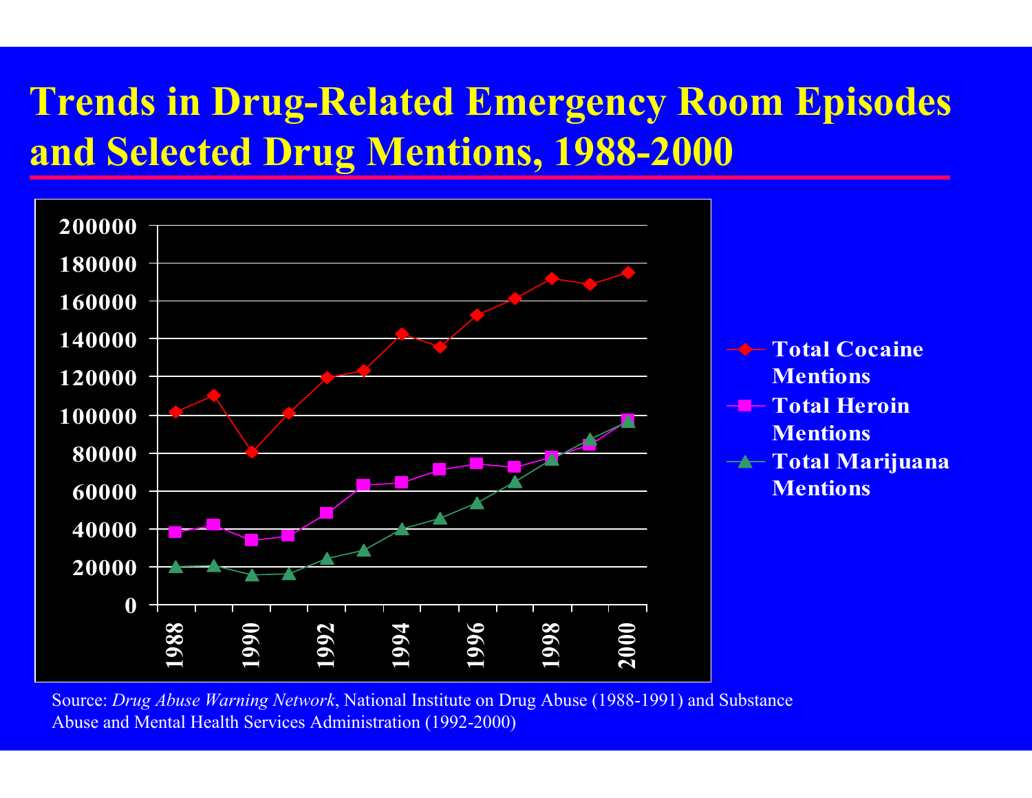# Trends in Drug-Related Emergency Room Episodes and Selected Drug Mentions, 1988-2000

Source: *Drug Abuse Warning Network*, National Institute on Drug Abuse (1988-1991) and Substance Abuse and Mental Health Services Administration (1992-2000)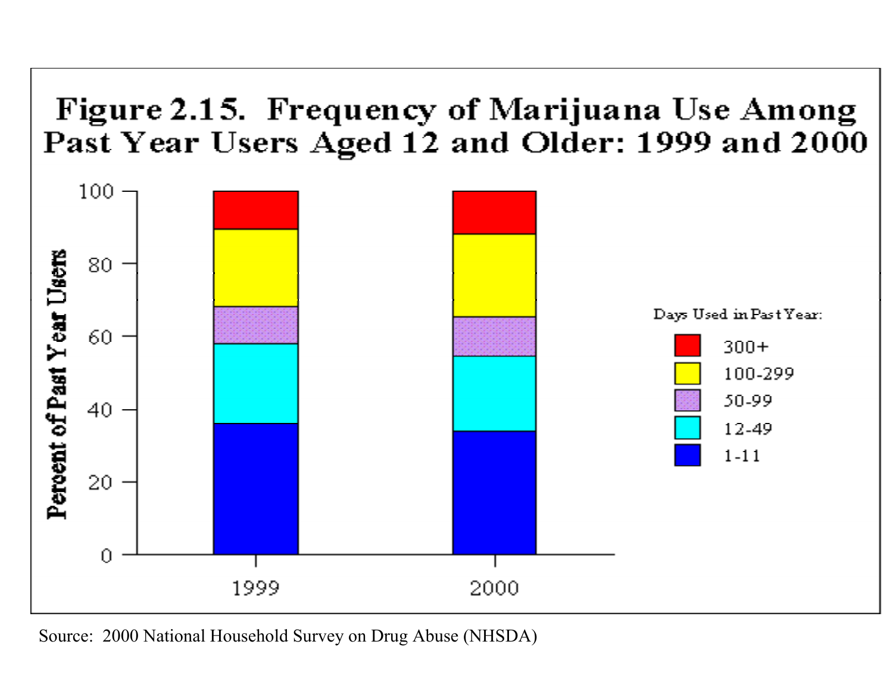**Figure 2.15. Frequency of Marijuana Use Among Past Year Users Aged 12 and Older: 1999 and 2000**

Source: 2000 National Household Survey on Drug Abuse (NHSDA)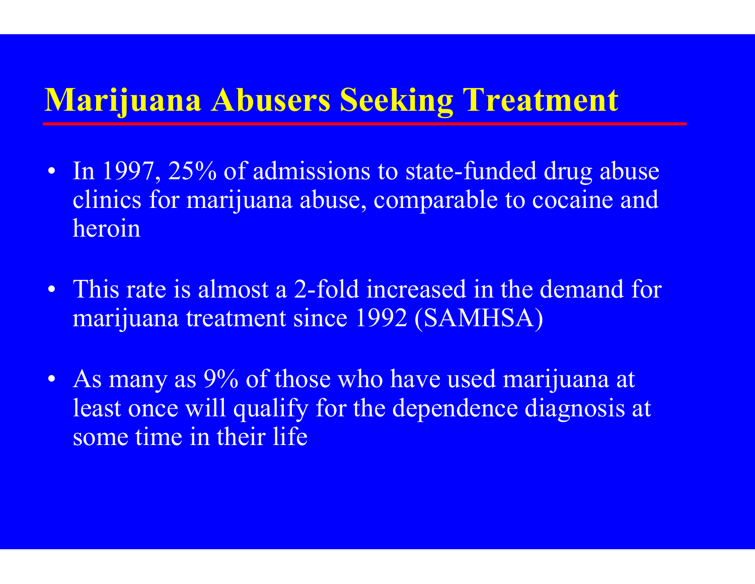# Marijuana Abusers Seeking Treatment

- In 1997, 25% of admissions to state-funded drug abuse clinics for marijuana abuse, comparable to cocaine and heroin
- This rate is almost a 2-fold increased in the demand for marijuana treatment since 1992 (SAMHSA)
- As many as 9% of those who have used marijuana at least once will qualify for the dependence diagnosis at some time in their life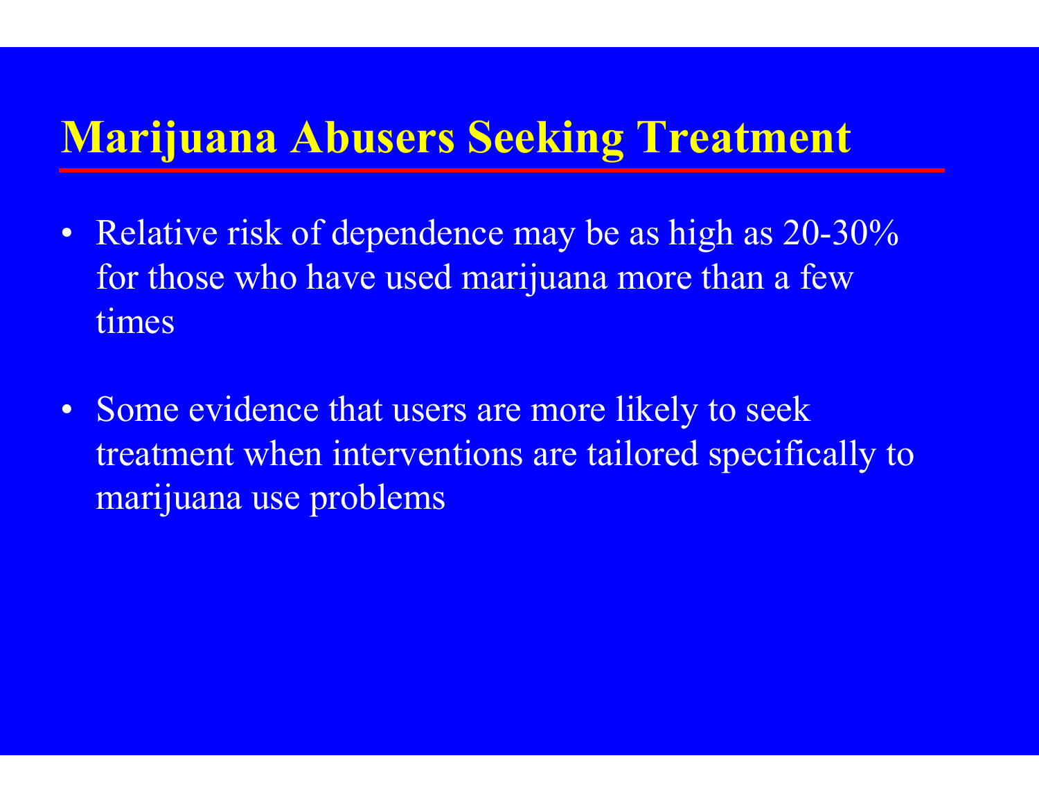# Marijuana Abusers Seeking Treatment

- Relative risk of dependence may be as high as 20-30% for those who have used marijuana more than a few times
- Some evidence that users are more likely to seek treatment when interventions are tailored specifically to marijuana use problems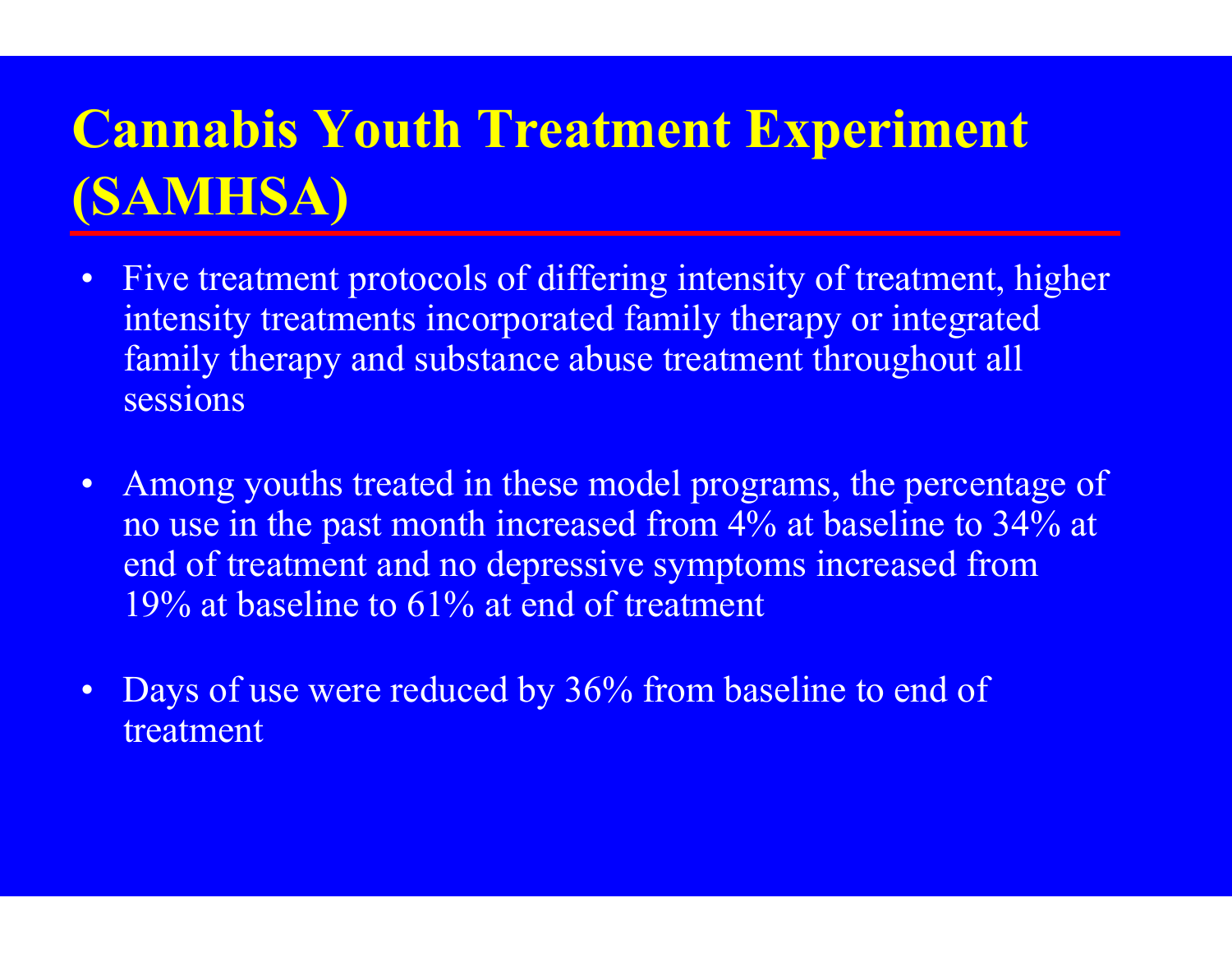# Cannabis Youth Treatment Experiment (SAMHSA)

- Five treatment protocols of differing intensity of treatment, higher intensity treatments incorporated family therapy or integrated family therapy and substance abuse treatment throughout all sessions

- Among youths treated in these model programs, the percentage of no use in the past month increased from 4% at baseline to 34% at end of treatment and no depressive symptoms increased from 19% at baseline to 61% at end of treatment

- Days of use were reduced by 36% from baseline to end of treatment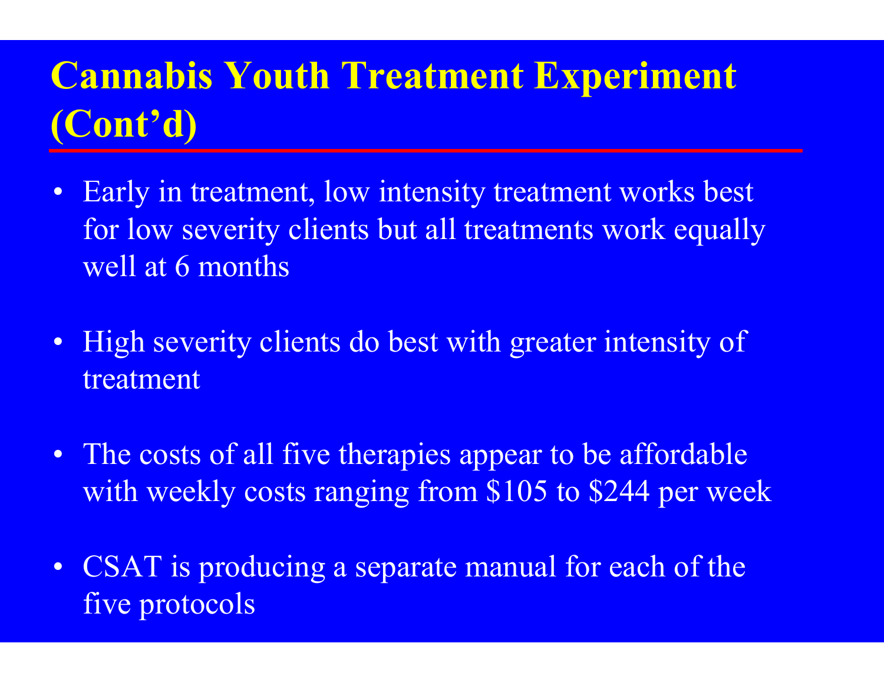# Cannabis Youth Treatment Experiment (Cont'd)

- Early in treatment, low intensity treatment works best for low severity clients but all treatments work equally well at 6 months
- High severity clients do best with greater intensity of treatment
- The costs of all five therapies appear to be affordable with weekly costs ranging from $105 to $244 per week
- CSAT is producing a separate manual for each of the five protocols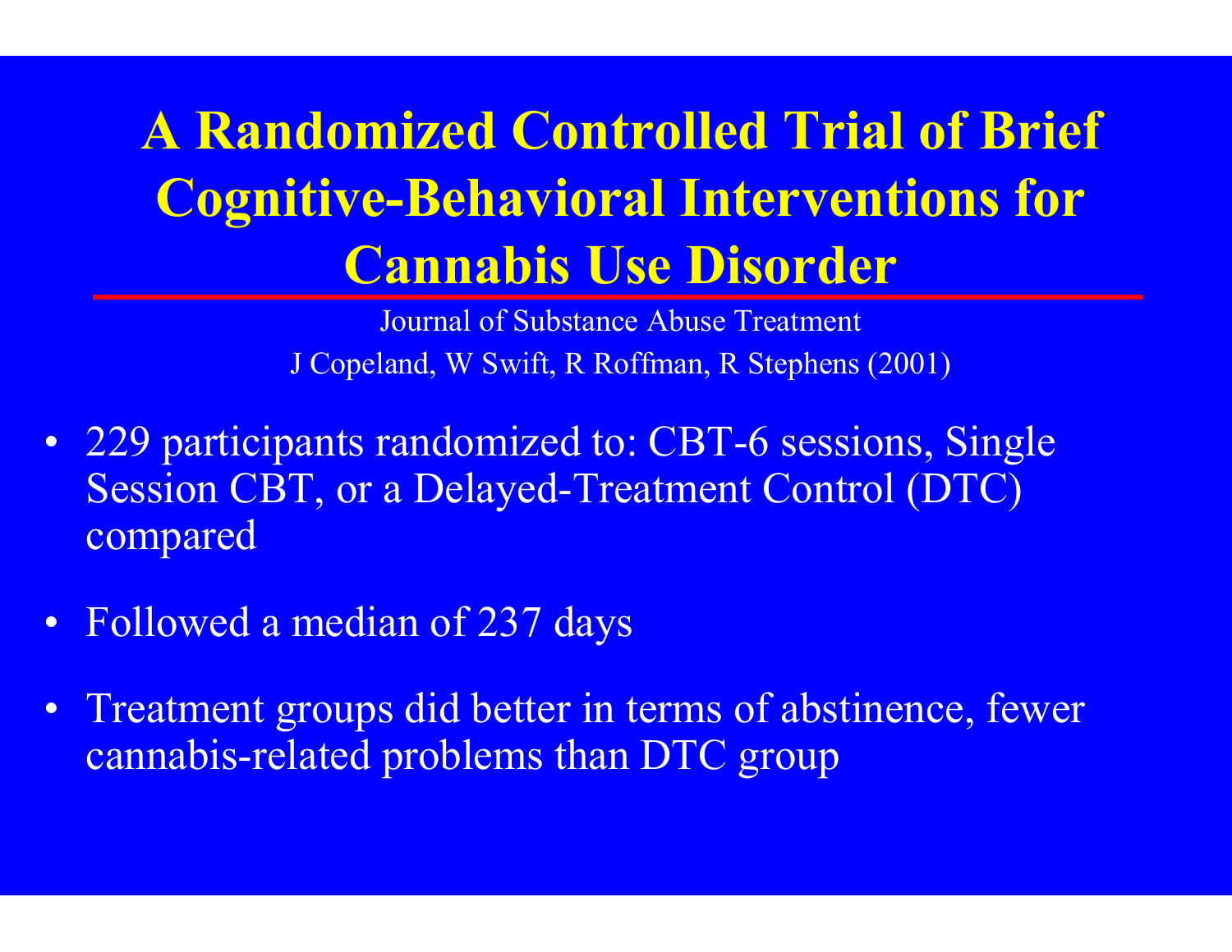# A Randomized Controlled Trial of Brief Cognitive-Behavioral Interventions for Cannabis Use Disorder

Journal of Substance Abuse Treatment

J Copeland, W Swift, R Roffman, R Stephens (2001)

- 229 participants randomized to: CBT-6 sessions, Single Session CBT, or a Delayed-Treatment Control (DTC) compared
- Followed a median of 237 days
- Treatment groups did better in terms of abstinence, fewer cannabis-related problems than DTC group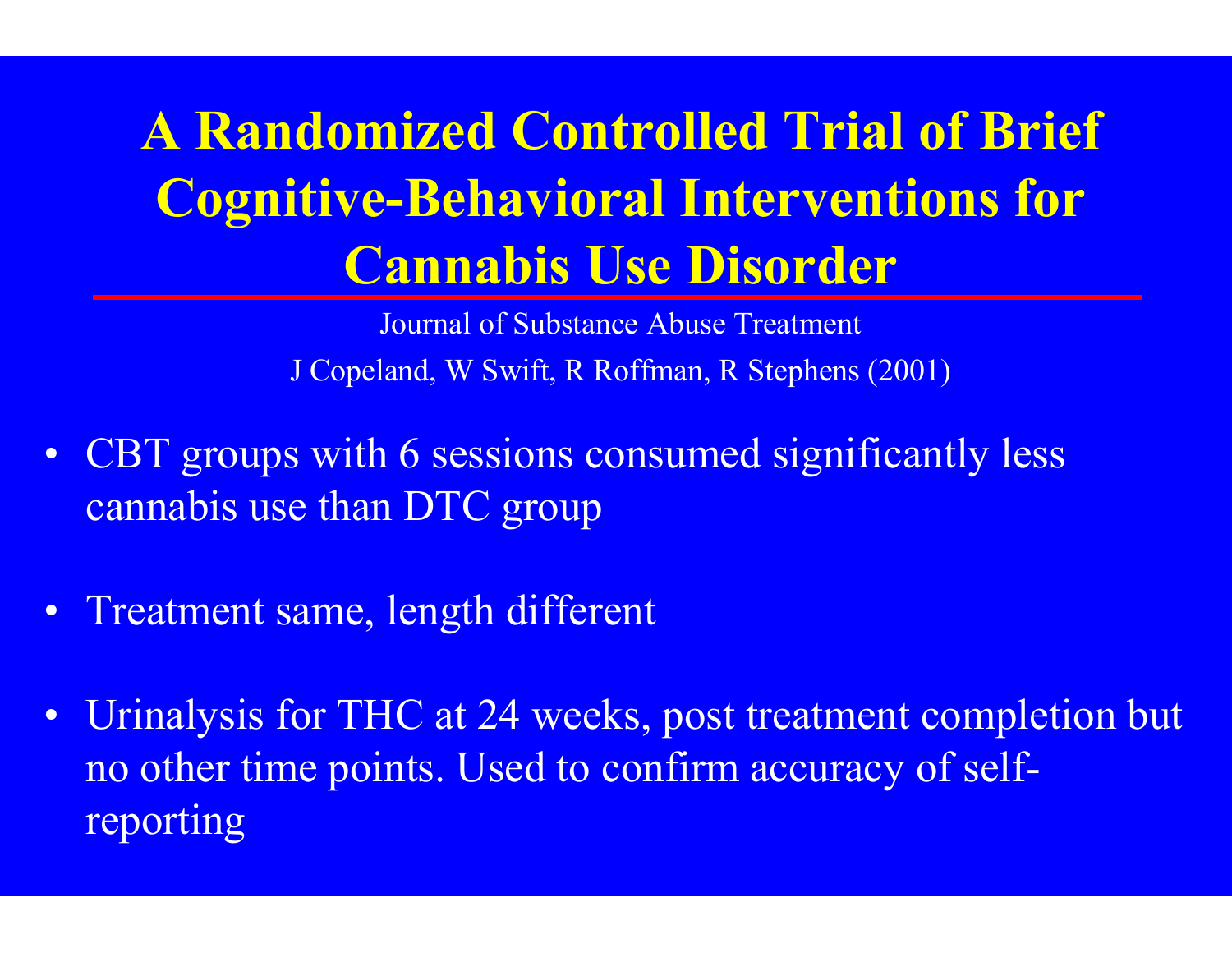# A Randomized Controlled Trial of Brief Cognitive-Behavioral Interventions for Cannabis Use Disorder

Journal of Substance Abuse Treatment

J Copeland, W Swift, R Roffman, R Stephens (2001)

- CBT groups with 6 sessions consumed significantly less cannabis use than DTC group
- Treatment same, length different
- Urinalysis for THC at 24 weeks, post treatment completion but no other time points. Used to confirm accuracy of self-reporting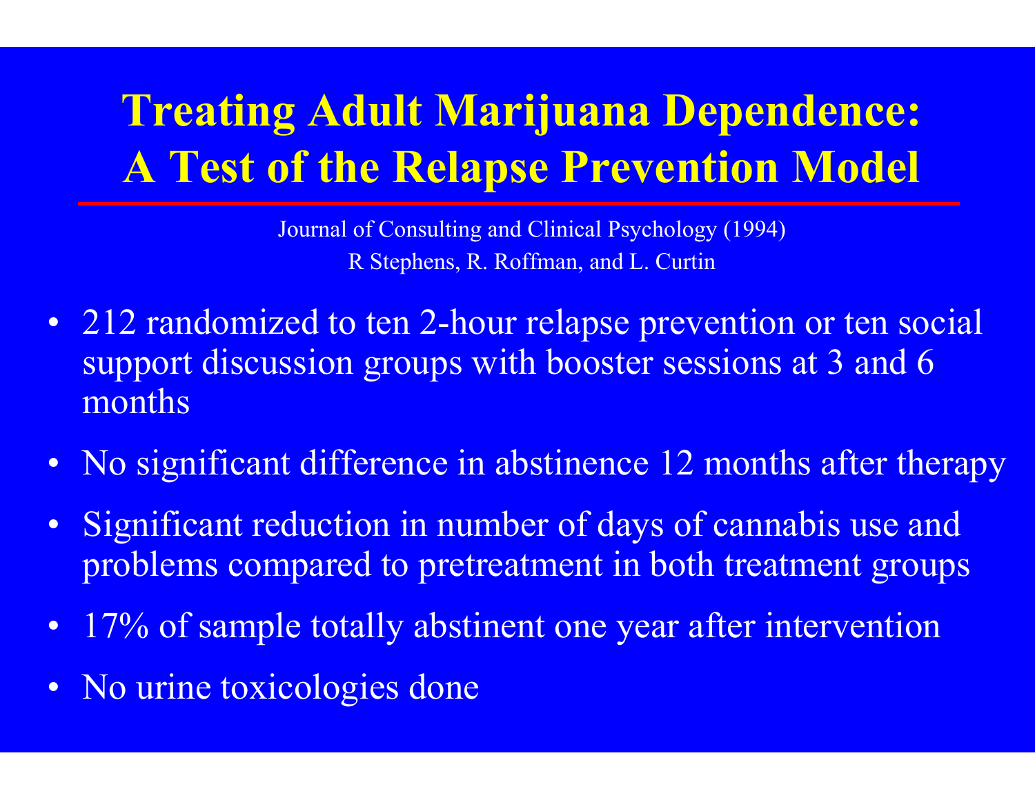# Treating Adult Marijuana Dependence: A Test of the Relapse Prevention Model

Journal of Consulting and Clinical Psychology (1994)
R Stephens, R. Roffman, and L. Curtin

- 212 randomized to ten 2-hour relapse prevention or ten social support discussion groups with booster sessions at 3 and 6 months
- No significant difference in abstinence 12 months after therapy
- Significant reduction in number of days of cannabis use and problems compared to pretreatment in both treatment groups
- 17% of sample totally abstinent one year after intervention
- No urine toxicologies done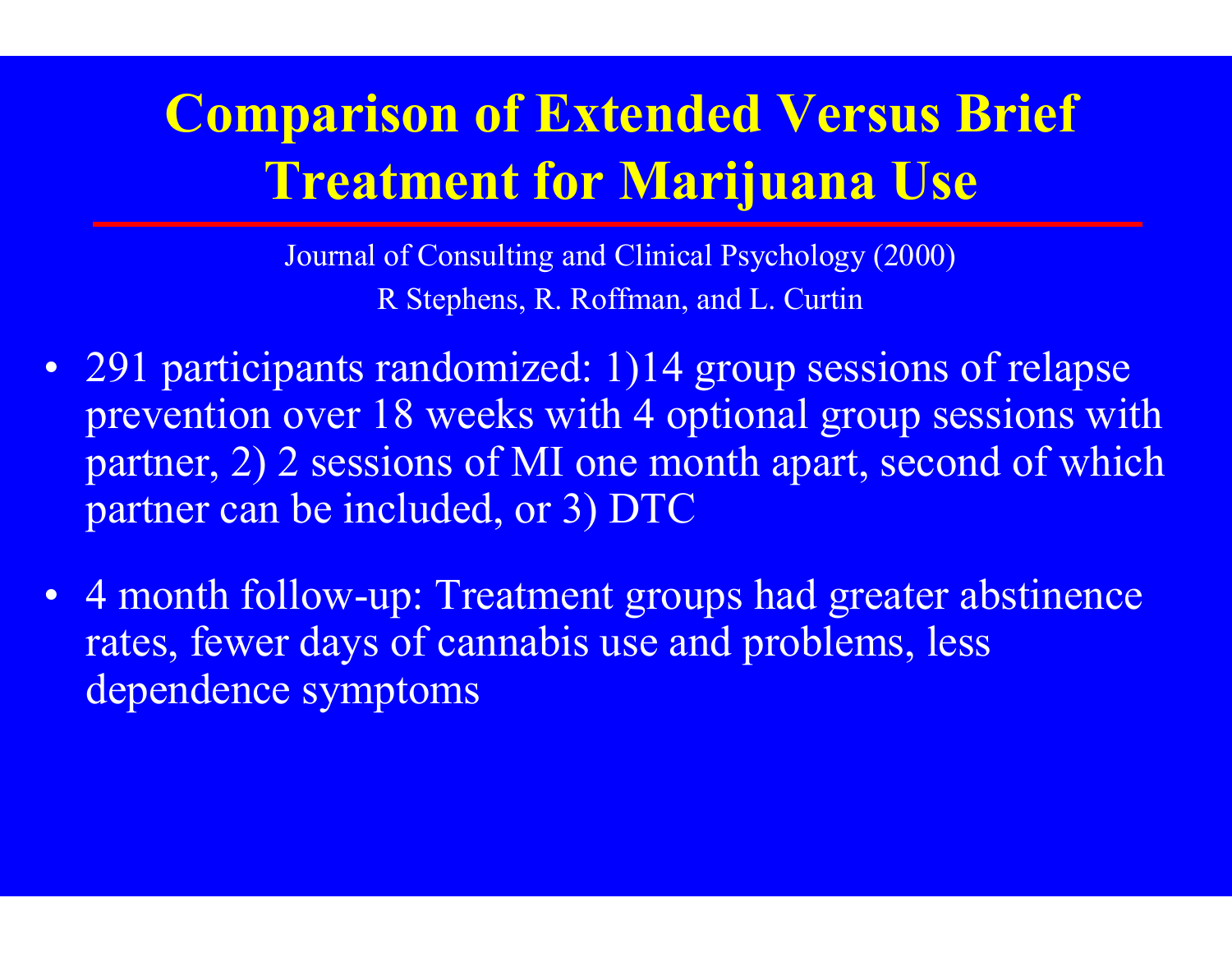# Comparison of Extended Versus Brief Treatment for Marijuana Use

Journal of Consulting and Clinical Psychology (2000)

R Stephens, R. Roffman, and L. Curtin

- 291 participants randomized: 1)14 group sessions of relapse prevention over 18 weeks with 4 optional group sessions with partner, 2) 2 sessions of MI one month apart, second of which partner can be included, or 3) DTC
- 4 month follow-up: Treatment groups had greater abstinence rates, fewer days of cannabis use and problems, less dependence symptoms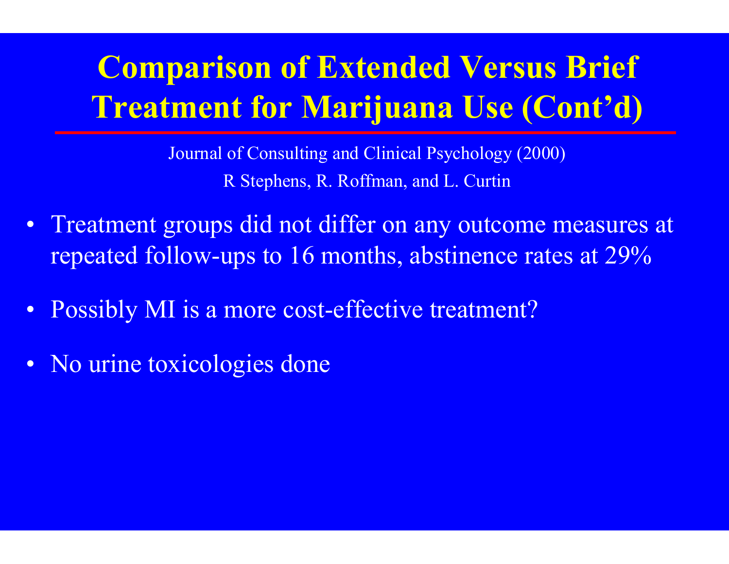# Comparison of Extended Versus Brief Treatment for Marijuana Use (Cont'd)

Journal of Consulting and Clinical Psychology (2000)

R Stephens, R. Roffman, and L. Curtin

- Treatment groups did not differ on any outcome measures at repeated follow-ups to 16 months, abstinence rates at 29%
- Possibly MI is a more cost-effective treatment?
- No urine toxicologies done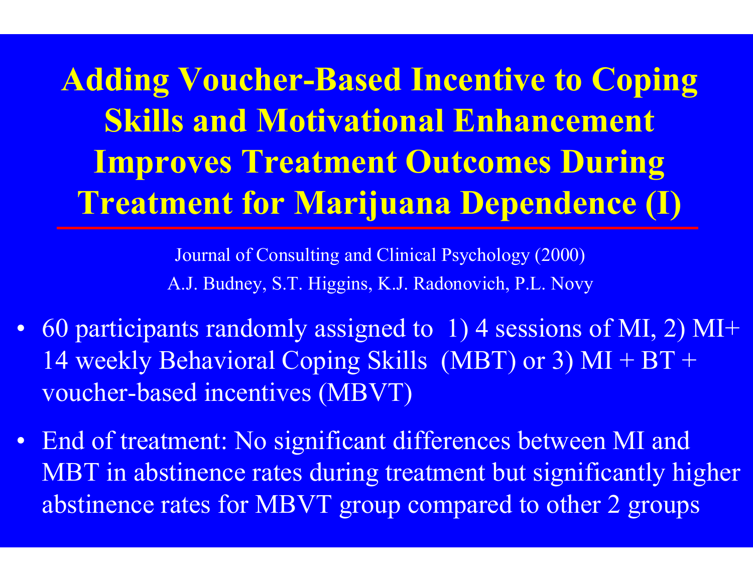# Adding Voucher-Based Incentive to Coping Skills and Motivational Enhancement Improves Treatment Outcomes During Treatment for Marijuana Dependence (I)

Journal of Consulting and Clinical Psychology (2000)

A.J. Budney, S.T. Higgins, K.J. Radonovich, P.L. Novy

- 60 participants randomly assigned to 1) 4 sessions of MI, 2) MI+ 14 weekly Behavioral Coping Skills (MBT) or 3) MI + BT + voucher-based incentives (MBVT)
- End of treatment: No significant differences between MI and MBT in abstinence rates during treatment but significantly higher abstinence rates for MBVT group compared to other 2 groups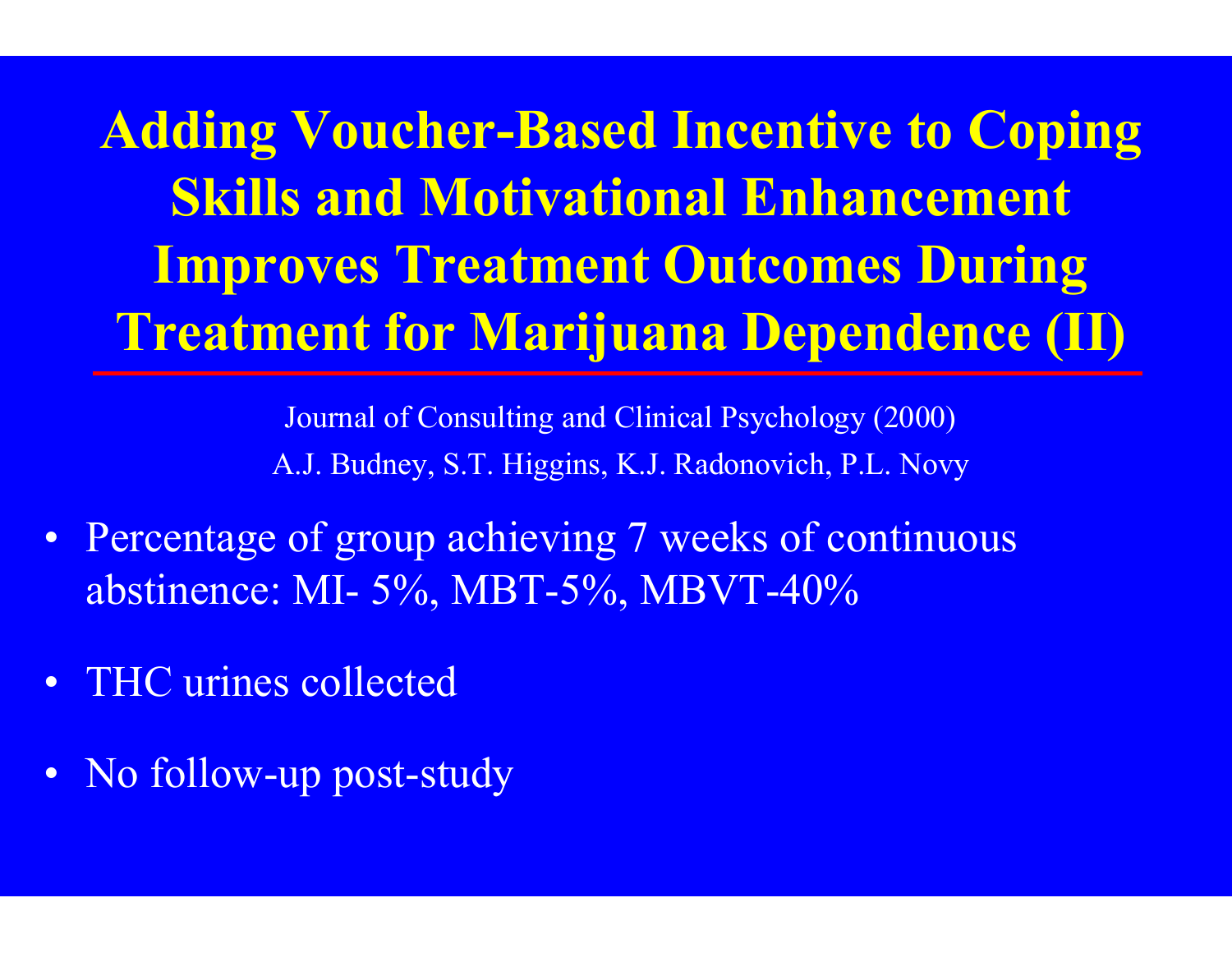# Adding Voucher-Based Incentive to Coping Skills and Motivational Enhancement Improves Treatment Outcomes During Treatment for Marijuana Dependence (II)

Journal of Consulting and Clinical Psychology (2000)

A.J. Budney, S.T. Higgins, K.J. Radonovich, P.L. Novy

- Percentage of group achieving 7 weeks of continuous abstinence: MI- 5%, MBT-5%, MBVT-40%
- THC urines collected
- No follow-up post-study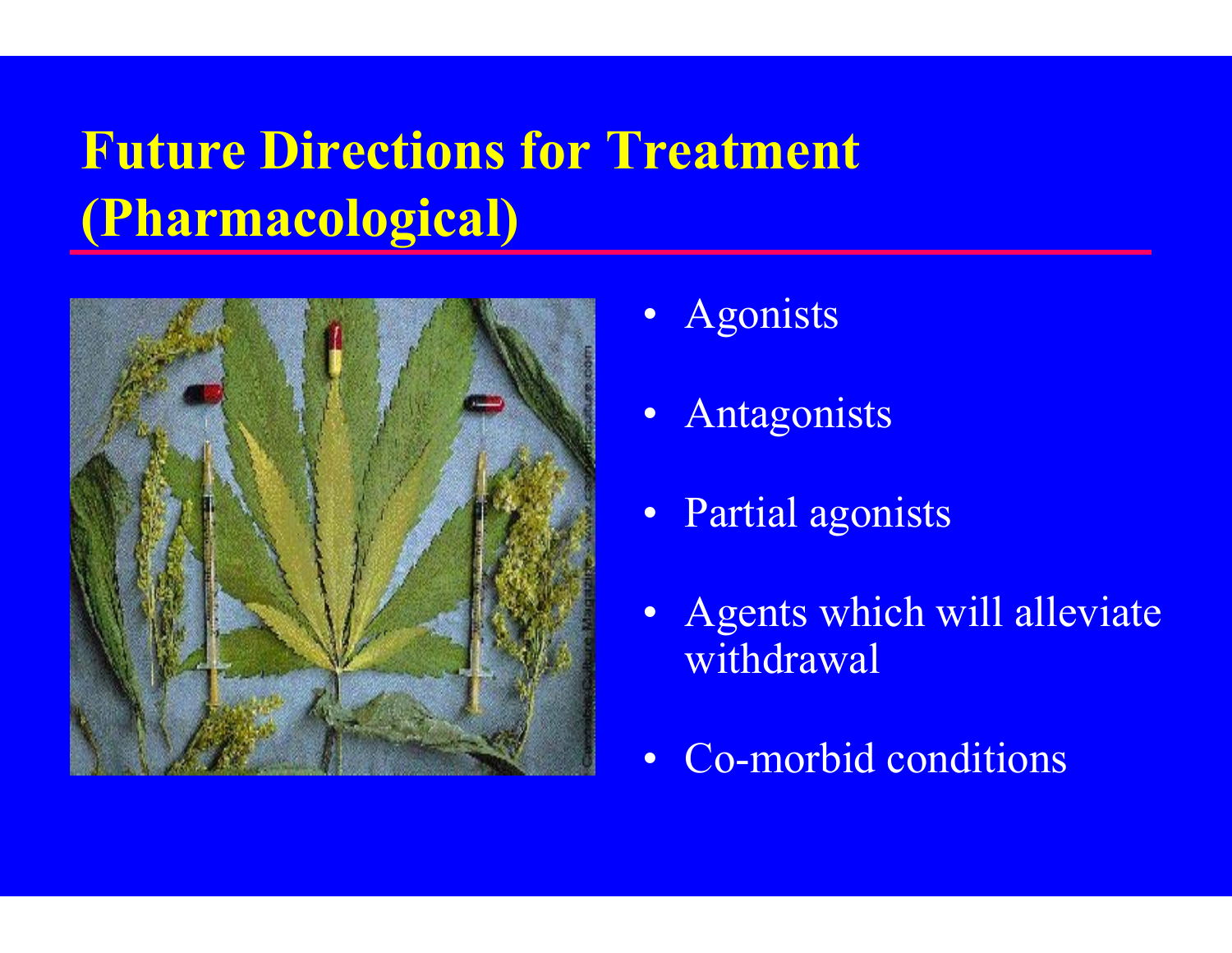# Future Directions for Treatment (Pharmacological)

- Agonists
- Antagonists
- Partial agonists
- Agents which will alleviate withdrawal
- Co-morbid conditions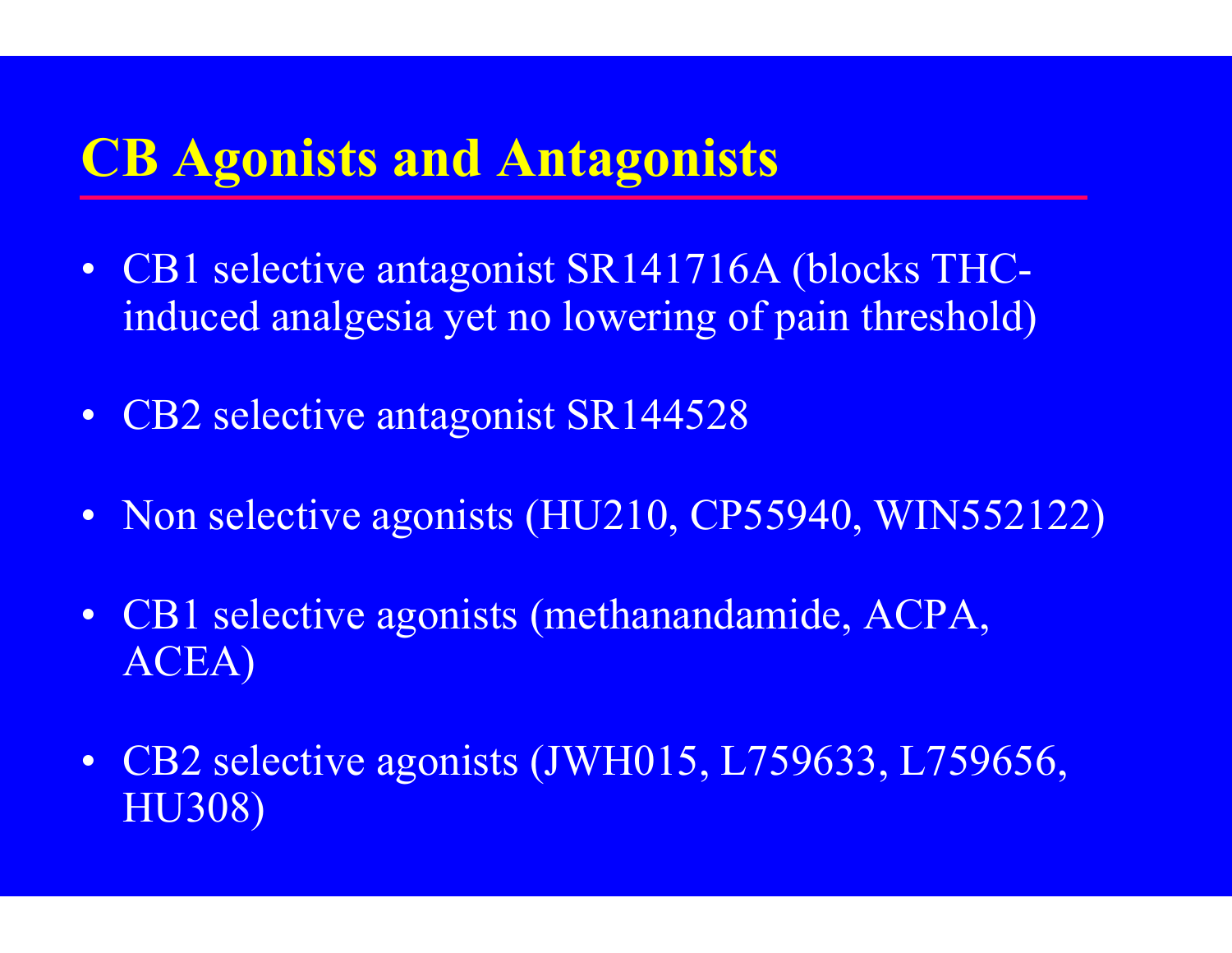# CB Agonists and Antagonists

- CB1 selective antagonist SR141716A (blocks THC-induced analgesia yet no lowering of pain threshold)
- CB2 selective antagonist SR144528
- Non selective agonists (HU210, CP55940, WIN552122)
- CB1 selective agonists (methanandamide, ACPA, ACEA)
- CB2 selective agonists (JWH015, L759633, L759656, HU308)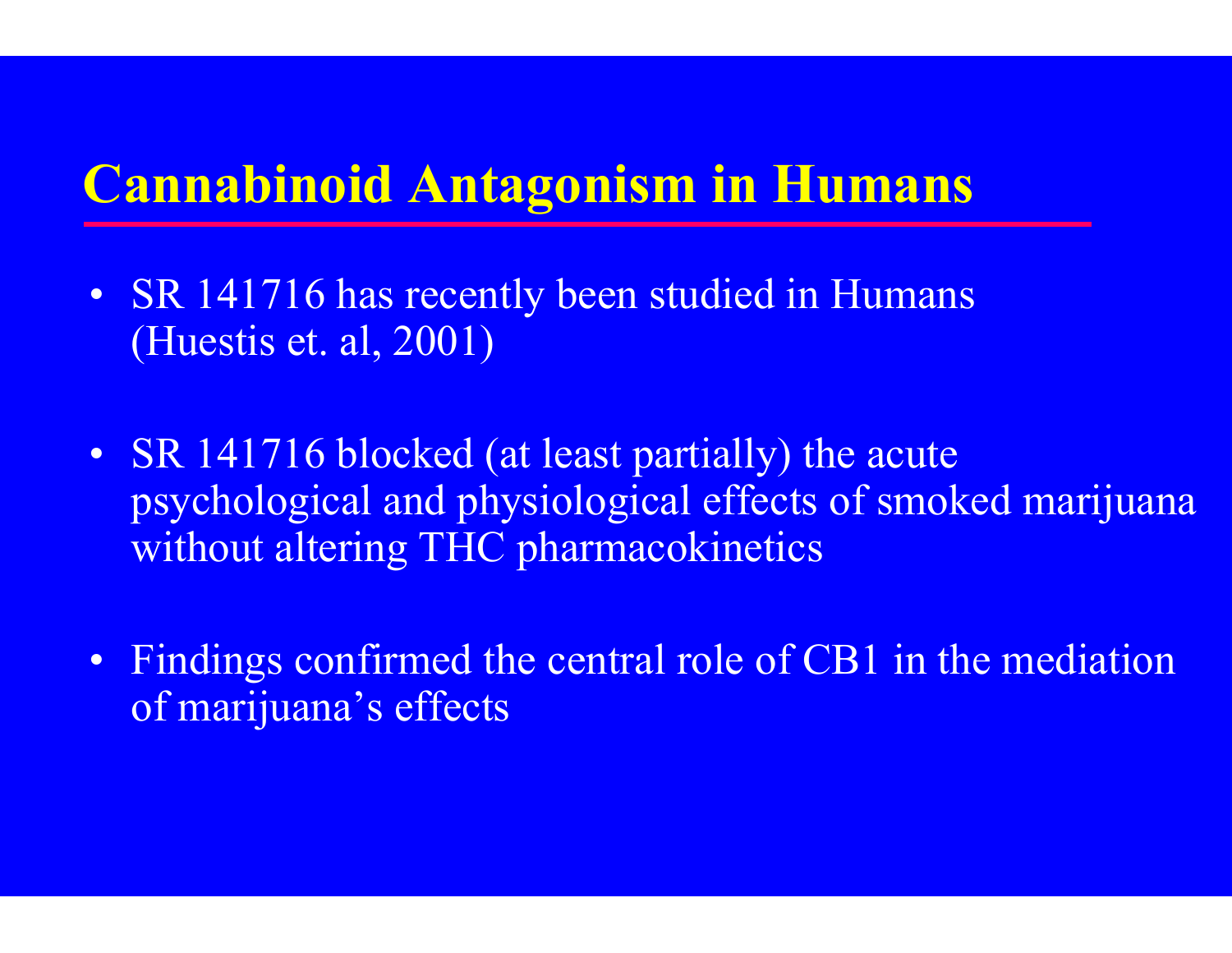# Cannabinoid Antagonism in Humans

- SR 141716 has recently been studied in Humans (Huestis et. al, 2001)
- SR 141716 blocked (at least partially) the acute psychological and physiological effects of smoked marijuana without altering THC pharmacokinetics
- Findings confirmed the central role of CB1 in the mediation of marijuana's effects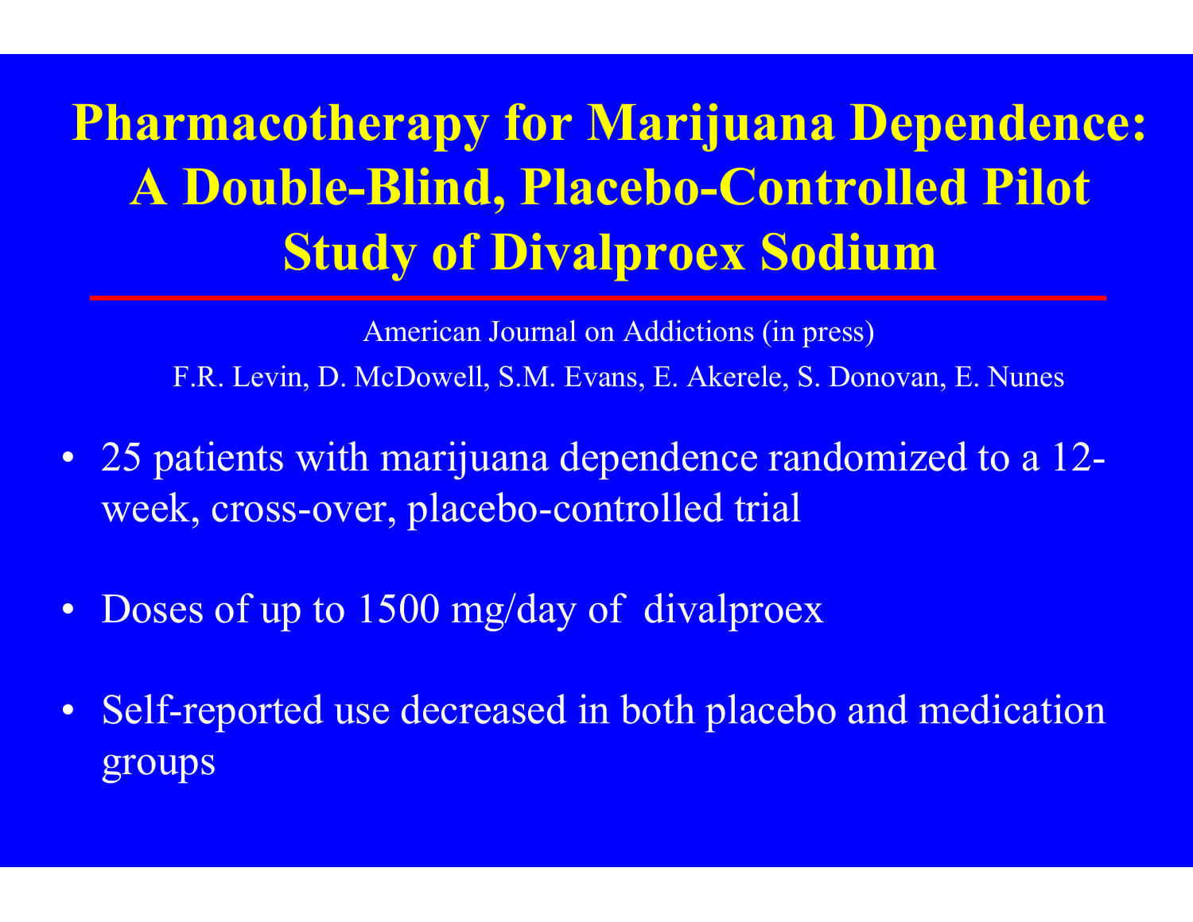# Pharmacotherapy for Marijuana Dependence: A Double-Blind, Placebo-Controlled Pilot Study of Divalproex Sodium

American Journal on Addictions (in press)

F.R. Levin, D. McDowell, S.M. Evans, E. Akerele, S. Donovan, E. Nunes

- 25 patients with marijuana dependence randomized to a 12-week, cross-over, placebo-controlled trial
- Doses of up to 1500 mg/day of divalproex
- Self-reported use decreased in both placebo and medication groups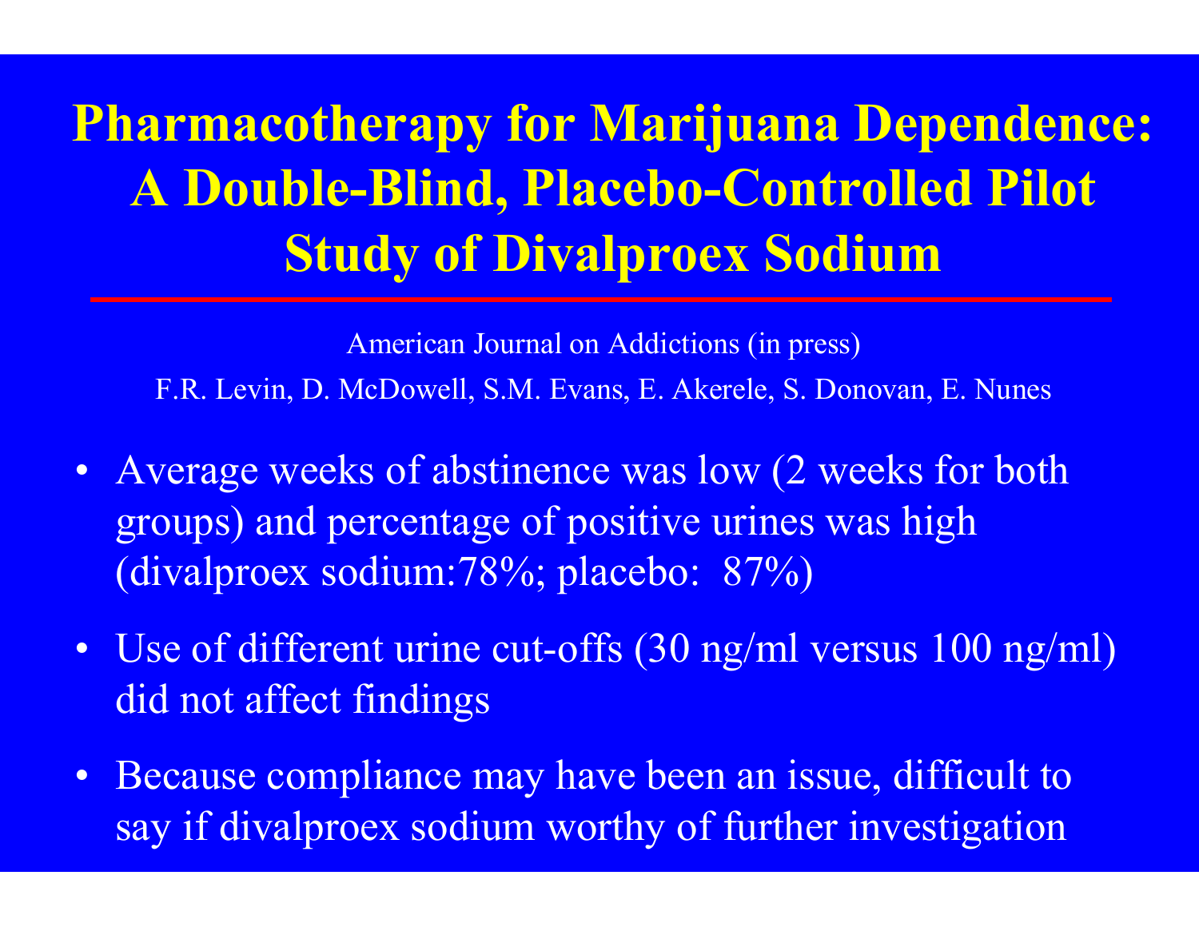# Pharmacotherapy for Marijuana Dependence: A Double-Blind, Placebo-Controlled Pilot Study of Divalproex Sodium

American Journal on Addictions (in press)

F.R. Levin, D. McDowell, S.M. Evans, E. Akerele, S. Donovan, E. Nunes

- Average weeks of abstinence was low (2 weeks for both groups) and percentage of positive urines was high (divalproex sodium:78%; placebo: 87%)
- Use of different urine cut-offs (30 ng/ml versus 100 ng/ml) did not affect findings
- Because compliance may have been an issue, difficult to say if divalproex sodium worthy of further investigation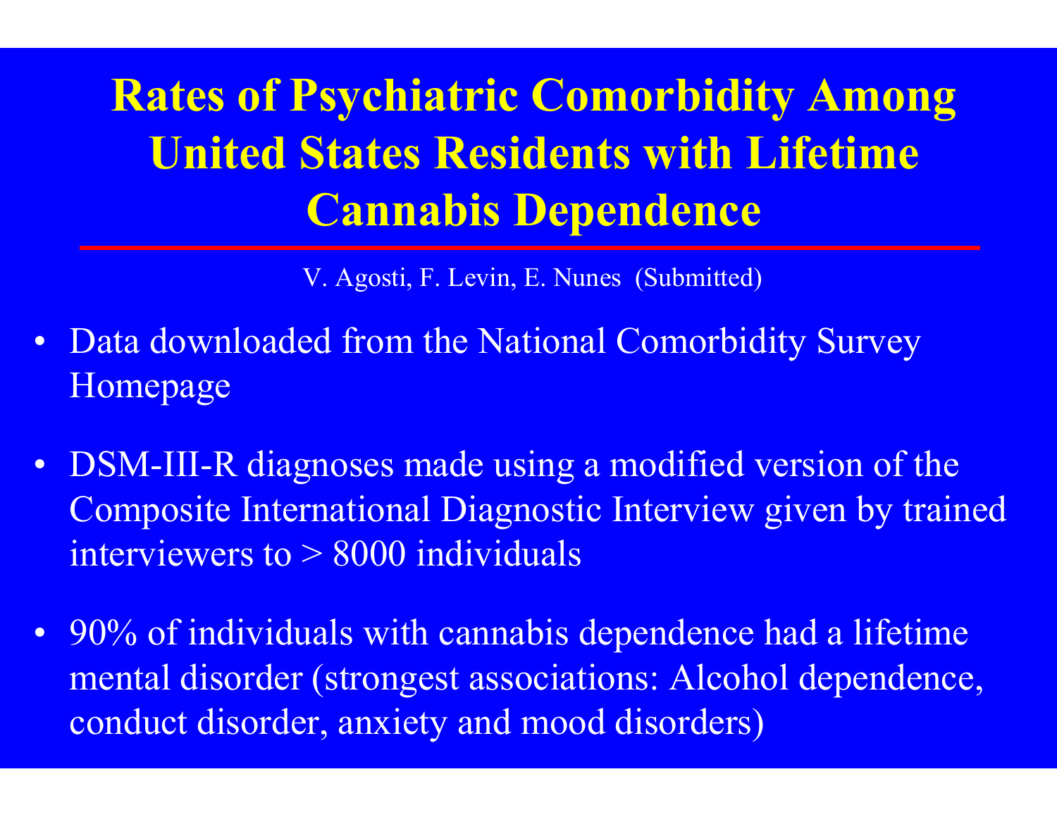# Rates of Psychiatric Comorbidity Among United States Residents with Lifetime Cannabis Dependence

V. Agosti, F. Levin, E. Nunes (Submitted)

- Data downloaded from the National Comorbidity Survey Homepage
- DSM-III-R diagnoses made using a modified version of the Composite International Diagnostic Interview given by trained interviewers to > 8000 individuals
- 90% of individuals with cannabis dependence had a lifetime mental disorder (strongest associations: Alcohol dependence, conduct disorder, anxiety and mood disorders)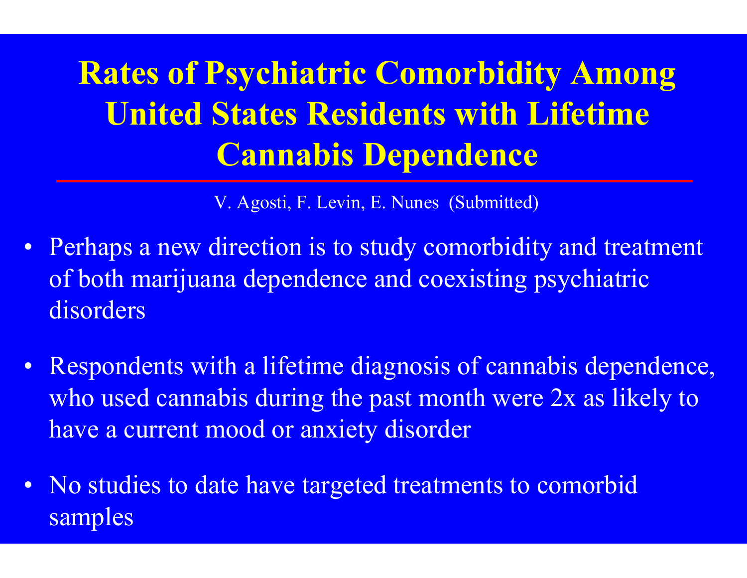# Rates of Psychiatric Comorbidity Among United States Residents with Lifetime Cannabis Dependence

V. Agosti, F. Levin, E. Nunes (Submitted)

- Perhaps a new direction is to study comorbidity and treatment of both marijuana dependence and coexisting psychiatric disorders
- Respondents with a lifetime diagnosis of cannabis dependence, who used cannabis during the past month were 2x as likely to have a current mood or anxiety disorder
- No studies to date have targeted treatments to comorbid samples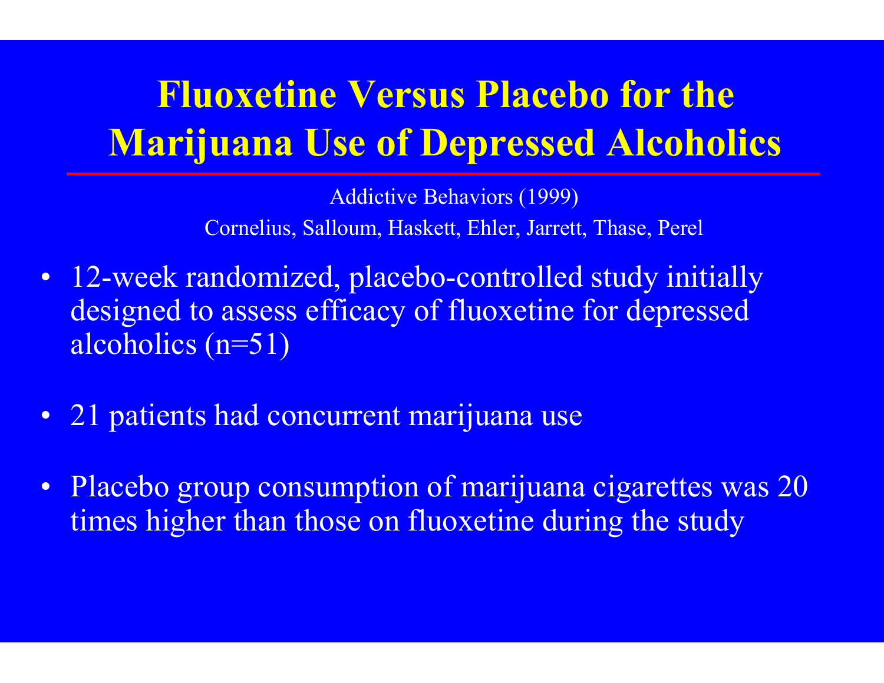# Fluoxetine Versus Placebo for the Marijuana Use of Depressed Alcoholics

Addictive Behaviors (1999)

Cornelius, Salloum, Haskett, Ehler, Jarrett, Thase, Perel

- 12-week randomized, placebo-controlled study initially designed to assess efficacy of fluoxetine for depressed alcoholics (n=51)
- 21 patients had concurrent marijuana use
- Placebo group consumption of marijuana cigarettes was 20 times higher than those on fluoxetine during the study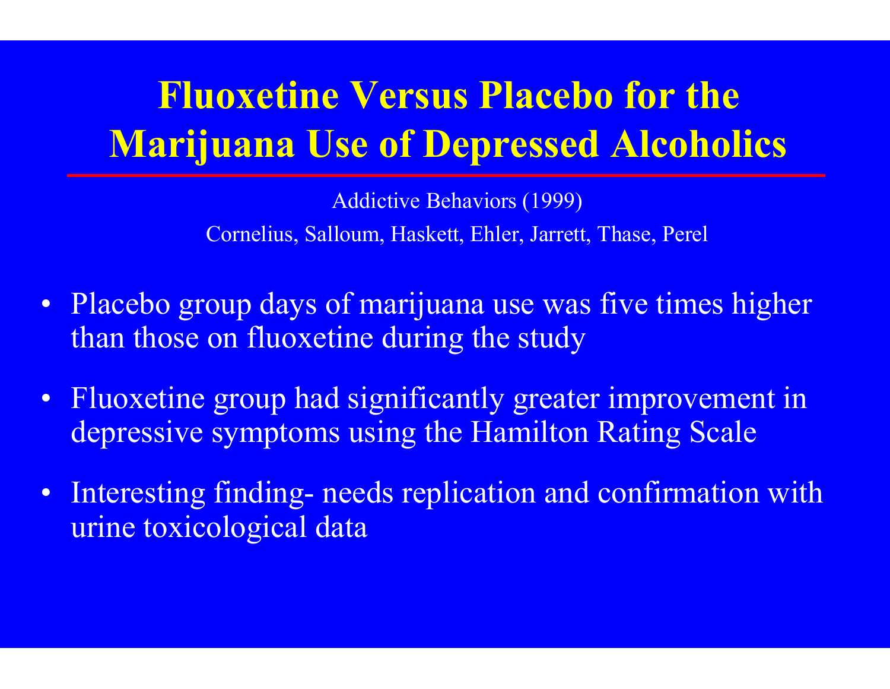# Fluoxetine Versus Placebo for the Marijuana Use of Depressed Alcoholics

Addictive Behaviors (1999)

Cornelius, Salloum, Haskett, Ehler, Jarrett, Thase, Perel

- Placebo group days of marijuana use was five times higher than those on fluoxetine during the study
- Fluoxetine group had significantly greater improvement in depressive symptoms using the Hamilton Rating Scale
- Interesting finding- needs replication and confirmation with urine toxicological data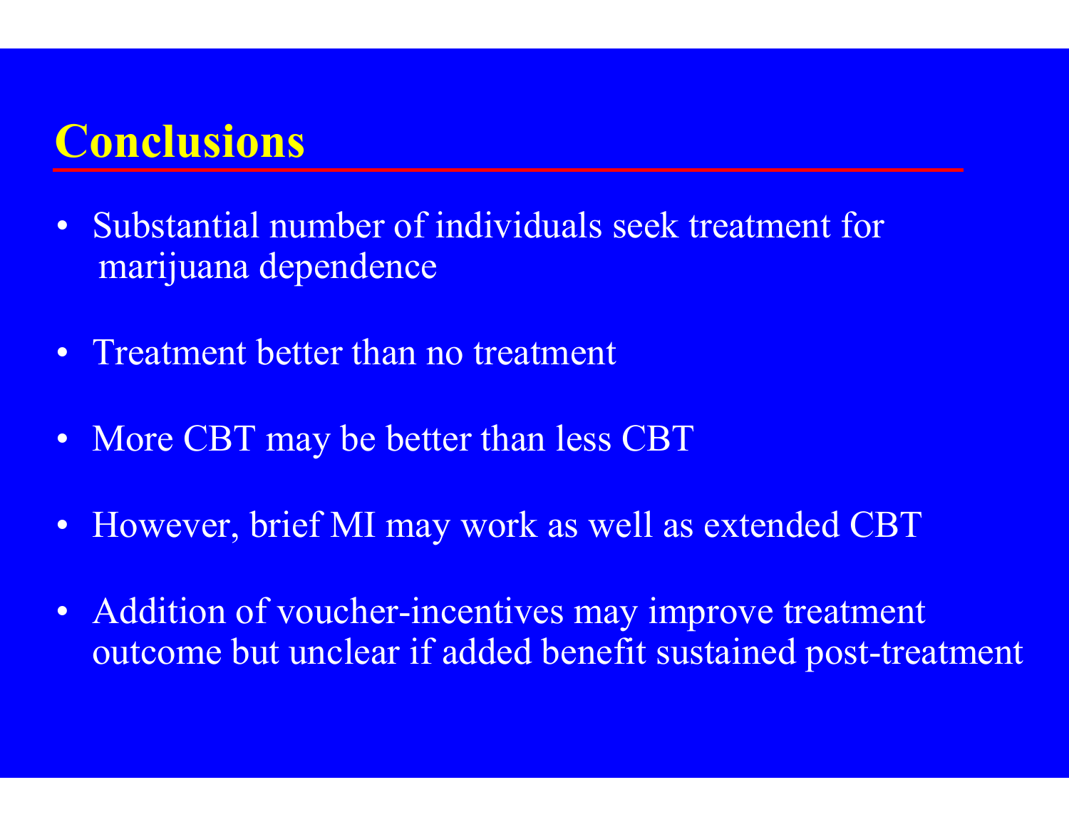# Conclusions

- Substantial number of individuals seek treatment for marijuana dependence
- Treatment better than no treatment
- More CBT may be better than less CBT
- However, brief MI may work as well as extended CBT
- Addition of voucher-incentives may improve treatment outcome but unclear if added benefit sustained post-treatment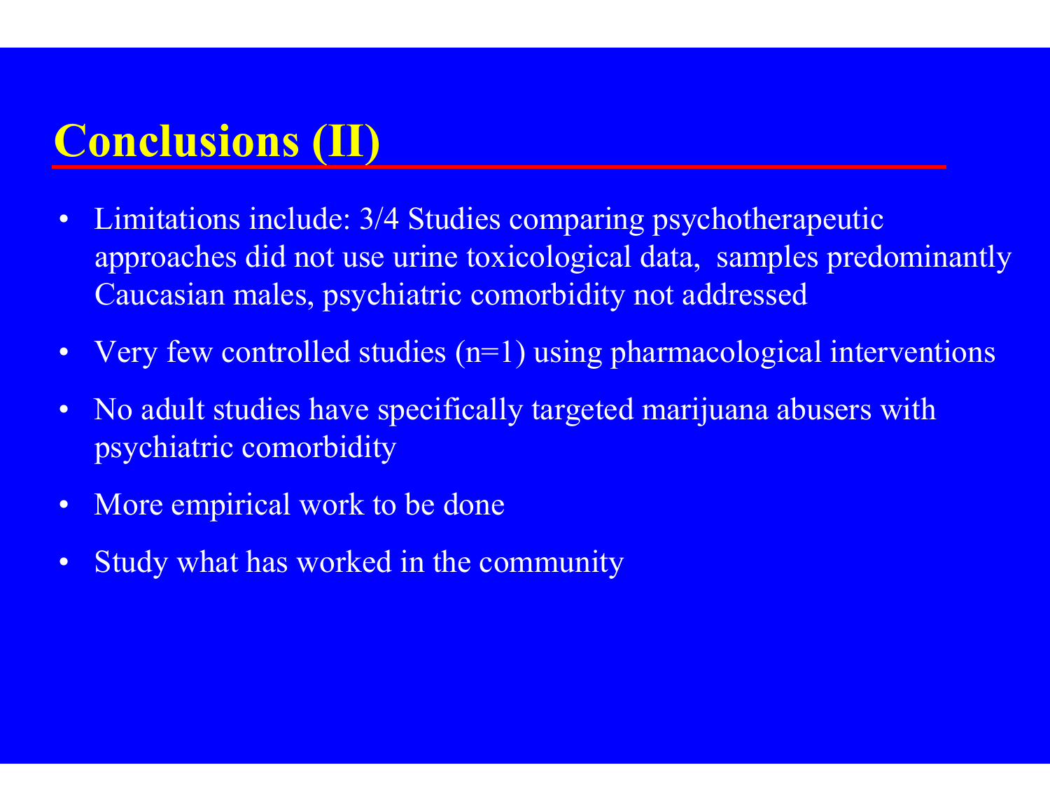# Conclusions (II)

- Limitations include: 3/4 Studies comparing psychotherapeutic approaches did not use urine toxicological data, samples predominantly Caucasian males, psychiatric comorbidity not addressed
- Very few controlled studies (n=1) using pharmacological interventions
- No adult studies have specifically targeted marijuana abusers with psychiatric comorbidity
- More empirical work to be done
- Study what has worked in the community